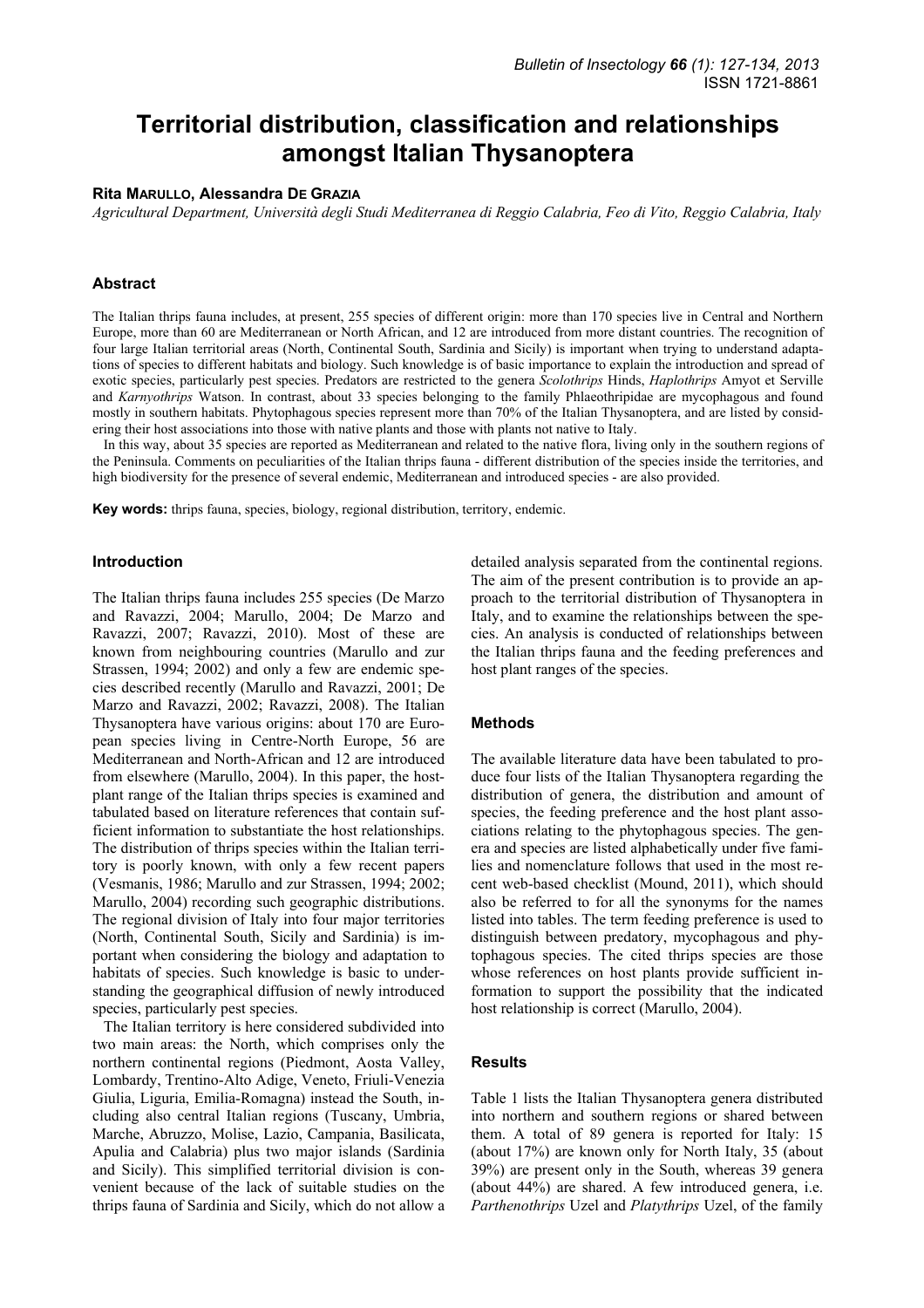# Territorial distribution, classification and relationships amongst Italian Thysanoptera

**Rita Marullo, Alessandra De Grazia**

*Agricultural Department, Università degli Studi Mediterranea di Reggio Calabria, Feo di Vito, Reggio Calabria, Italy*

## Abstract

The Italian thrips fauna includes, at present, 255 species of different origin: more than 170 species live in Central and Northern Europe, more than 60 are Mediterranean or North African, and 12 are introduced from more distant countries. The recognition of four large Italian territorial areas (North, Continental South, Sardinia and Sicily) is important when trying to understand adaptations of species to different habitats and biology. Such knowledge is of basic importance to explain the introduction and spread of exotic species, particularly pest species. Predators are restricted to the genera *Scolothrips* Hinds, *Haplothrips* Amyot et Serville and *Karnyothrips* Watson. In contrast, about 33 species belonging to the family Phlaeothripidae are mycophagous and found mostly in southern habitats. Phytophagous species represent more than 70% of the Italian Thysanoptera, and are listed by considering their host associations into those with native plants and those with plants not native to Italy.

In this way, about 35 species are reported as Mediterranean and related to the native flora, living only in the southern regions of the Peninsula. Comments on peculiarities of the Italian thrips fauna - different distribution of the species inside the territories, and high biodiversity for the presence of several endemic, Mediterranean and introduced species - are also provided.

**Key words:** thrips fauna, species, biology, regional distribution, territory, endemic.

## Introduction

The Italian thrips fauna includes 255 species (De Marzo and Ravazzi, 2004; Marullo, 2004; De Marzo and Ravazzi, 2007; Ravazzi, 2010). Most of these are known from neighbouring countries (Marullo and zur Strassen, 1994; 2002) and only a few are endemic species described recently (Marullo and Ravazzi, 2001; De Marzo and Ravazzi, 2002; Ravazzi, 2008). The Italian Thysanoptera have various origins: about 170 are European species living in Centre-North Europe, 56 are Mediterranean and North-African and 12 are introduced from elsewhere (Marullo, 2004). In this paper, the host-plant range of the Italian thrips species is examined and tabulated based on literature references that contain sufficient information to substantiate the host relationships. The distribution of thrips species within the Italian territory is poorly known, with only a few recent papers (Vesmanis, 1986; Marullo and zur Strassen, 1994; 2002; Marullo, 2004) recording such geographic distributions. The regional division of Italy into four major territories (North, Continental South, Sicily and Sardinia) is important when considering the biology and adaptation to habitats of species. Such knowledge is basic to understanding the geographical diffusion of newly introduced species, particularly pest species.

The Italian territory is here considered subdivided into two main areas: the North, which comprises only the northern continental regions (Piedmont, Aosta Valley, Lombardy, Trentino-Alto Adige, Veneto, Friuli-Venezia Giulia, Liguria, Emilia-Romagna) instead the South, including also central Italian regions (Tuscany, Umbria, Marche, Abruzzo, Molise, Lazio, Campania, Basilicata, Apulia and Calabria) plus two major islands (Sardinia and Sicily). This simplified territorial division is convenient because of the lack of suitable studies on the thrips fauna of Sardinia and Sicily, which do not allow a detailed analysis separated from the continental regions. The aim of the present contribution is to provide an approach to the territorial distribution of Thysanoptera in Italy, and to examine the relationships between the species. An analysis is conducted of relationships between the Italian thrips fauna and the feeding preferences and host plant ranges of the species.

## Methods

The available literature data have been tabulated to produce four lists of the Italian Thysanoptera regarding the distribution of genera, the distribution and amount of species, the feeding preference and the host plant associations relating to the phytophagous species. The genera and species are listed alphabetically under five families and nomenclature follows that used in the most recent web-based checklist (Mound, 2011), which should also be referred to for all the synonyms for the names listed into tables. The term feeding preference is used to distinguish between predatory, mycophagous and phytophagous species. The cited thrips species are those whose references on host plants provide sufficient information to support the possibility that the indicated host relationship is correct (Marullo, 2004).

## Results

Table 1 lists the Italian Thysanoptera genera distributed into northern and southern regions or shared between them. A total of 89 genera is reported for Italy: 15 (about 17%) are known only for North Italy, 35 (about 39%) are present only in the South, whereas 39 genera (about 44%) are shared. A few introduced genera, i.e. *Parthenothrips* Uzel and *Platythrips* Uzel, of the family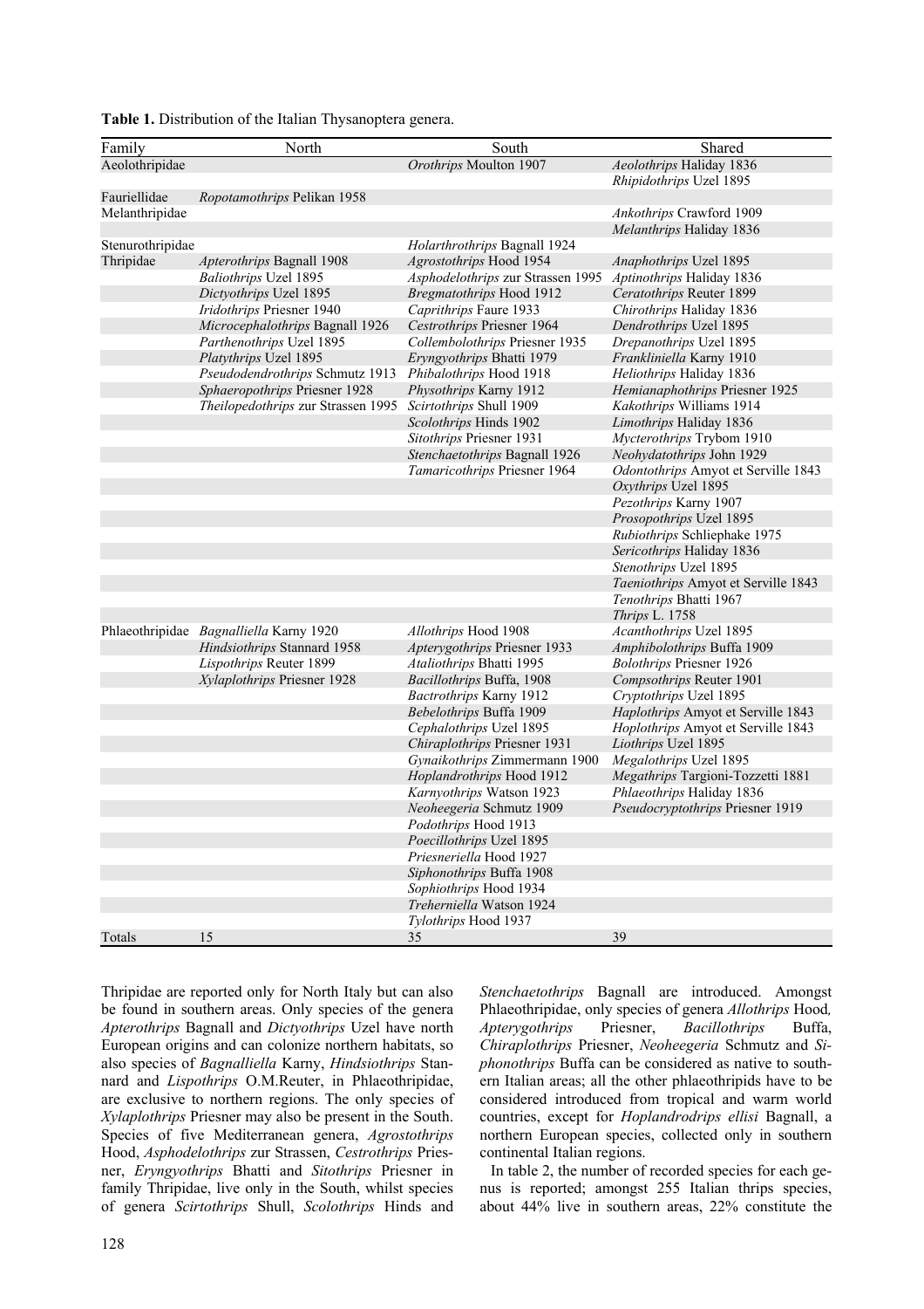**Table 1.** Distribution of the Italian Thysanoptera genera.

| Family | North | South | Shared |
|---|---|---|---|
| Aeolothripidae | | *Orothrips* Moulton 1907 | *Aeolothrips* Haliday 1836 |
| | | | *Rhipidothrips* Uzel 1895 |
| Fauriellidae | *Ropotamothrips* Pelikan 1958 | | |
| Melanthripidae | | | *Ankothrips* Crawford 1909 |
| | | | *Melanthrips* Haliday 1836 |
| Stenurothripidae | | *Holarthrothrips* Bagnall 1924 | |
| Thripidae | *Apterothrips* Bagnall 1908 | *Agrostothrips* Hood 1954 | *Anaphothrips* Uzel 1895 |
| | *Baliothrips* Uzel 1895 | *Asphodelothrips* zur Strassen 1995 | *Aptinothrips* Haliday 1836 |
| | *Dictyothrips* Uzel 1895 | *Bregmatothrips* Hood 1912 | *Ceratothrips* Reuter 1899 |
| | *Iridothrips* Priesner 1940 | *Caprithrips* Faure 1933 | *Chirothrips* Haliday 1836 |
| | *Microcephalothrips* Bagnall 1926 | *Cestrothrips* Priesner 1964 | *Dendrothrips* Uzel 1895 |
| | *Parthenothrips* Uzel 1895 | *Collembolothrips* Priesner 1935 | *Drepanothrips* Uzel 1895 |
| | *Platythrips* Uzel 1895 | *Eryngyothrips* Bhatti 1979 | *Frankliniella* Karny 1910 |
| | *Pseudodendrothrips* Schmutz 1913 | *Phibalothrips* Hood 1918 | *Heliothrips* Haliday 1836 |
| | *Sphaeropothrips* Priesner 1928 | *Physothrips* Karny 1912 | *Hemianaphothrips* Priesner 1925 |
| | *Theilopedothrips* zur Strassen 1995 | *Scirtothrips* Shull 1909 | *Kakothrips* Williams 1914 |
| | | *Scolothrips* Hinds 1902 | *Limothrips* Haliday 1836 |
| | | *Sitothrips* Priesner 1931 | *Mycterothrips* Trybom 1910 |
| | | *Stenchaetothrips* Bagnall 1926 | *Neohydatothrips* John 1929 |
| | | *Tamaricothrips* Priesner 1964 | *Odontothrips* Amyot et Serville 1843 |
| | | | *Oxythrips* Uzel 1895 |
| | | | *Pezothrips* Karny 1907 |
| | | | *Prosopothrips* Uzel 1895 |
| | | | *Rubiothrips* Schliephake 1975 |
| | | | *Sericothrips* Haliday 1836 |
| | | | *Stenothrips* Uzel 1895 |
| | | | *Taeniothrips* Amyot et Serville 1843 |
| | | | *Tenothrips* Bhatti 1967 |
| | | | *Thrips* L. 1758 |
| Phlaeothripidae | *Bagnalliella* Karny 1920 | *Allothrips* Hood 1908 | *Acanthothrips* Uzel 1895 |
| | *Hindsiothrips* Stannard 1958 | *Apterygothrips* Priesner 1933 | *Amphibolothrips* Buffa 1909 |
| | *Lispothrips* Reuter 1899 | *Ataliothrips* Bhatti 1995 | *Bolothrips* Priesner 1926 |
| | *Xylaplothrips* Priesner 1928 | *Bacillothrips* Buffa, 1908 | *Compsothrips* Reuter 1901 |
| | | *Bactrothrips* Karny 1912 | *Cryptothrips* Uzel 1895 |
| | | *Bebelothrips* Buffa 1909 | *Haplothrips* Amyot et Serville 1843 |
| | | *Cephalothrips* Uzel 1895 | *Hoplothrips* Amyot et Serville 1843 |
| | | *Chiraplothrips* Priesner 1931 | *Liothrips* Uzel 1895 |
| | | *Gynaikothrips* Zimmermann 1900 | *Megalothrips* Uzel 1895 |
| | | *Hoplandrothrips* Hood 1912 | *Megathrips* Targioni-Tozzetti 1881 |
| | | *Karnyothrips* Watson 1923 | *Phlaeothrips* Haliday 1836 |
| | | *Neoheegeria* Schmutz 1909 | *Pseudocryptothrips* Priesner 1919 |
| | | *Podothrips* Hood 1913 | |
| | | *Poecillothrips* Uzel 1895 | |
| | | *Priesneriella* Hood 1927 | |
| | | *Siphonothrips* Buffa 1908 | |
| | | *Sophiothrips* Hood 1934 | |
| | | *Treherniella* Watson 1924 | |
| | | *Tylothrips* Hood 1937 | |
| Totals | 15 | 35 | 39 |

Thripidae are reported only for North Italy but can also be found in southern areas. Only species of the genera *Apterothrips* Bagnall and *Dictyothrips* Uzel have north European origins and can colonize northern habitats, so also species of *Bagnalliella* Karny, *Hindsiothrips* Stannard and *Lispothrips* O.M.Reuter, in Phlaeothripidae, are exclusive to northern regions. The only species of *Xylaplothrips* Priesner may also be present in the South. Species of five Mediterranean genera, *Agrostothrips* Hood, *Asphodelothrips* zur Strassen, *Cestrothrips* Priesner, *Eryngyothrips* Bhatti and *Sitothrips* Priesner in family Thripidae, live only in the South, whilst species of genera *Scirtothrips* Shull, *Scolothrips* Hinds and *Stenchaetothrips* Bagnall are introduced. Amongst Phlaeothripidae, only species of genera *Allothrips* Hood, *Apterygothrips* Priesner, *Bacillothrips* Buffa, *Chiraplothrips* Priesner, *Neoheegeria* Schmutz and *Siphonothrips* Buffa can be considered as native to southern Italian areas; all the other phlaeothripids have to be considered introduced from tropical and warm world countries, except for *Hoplandrodrips ellisi* Bagnall, a northern European species, collected only in southern continental Italian regions.

In table 2, the number of recorded species for each genus is reported; amongst 255 Italian thrips species, about 44% live in southern areas, 22% constitute the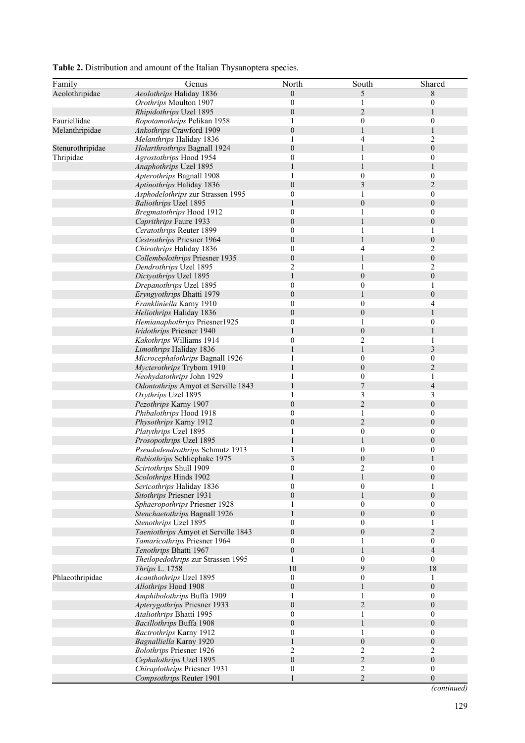**Table 2.** Distribution and amount of the Italian Thysanoptera species.

| Family | Genus | North | South | Shared |
|---|---|---|---|---|
| Aeolothripidae | *Aeolothrips* Haliday 1836 | 0 | 5 | 8 |
| | *Orothrips* Moulton 1907 | 0 | 1 | 0 |
| | *Rhipidothrips* Uzel 1895 | 0 | 2 | 1 |
| Fauriellidae | *Ropotamothrips* Pelikan 1958 | 1 | 0 | 0 |
| Melanthripidae | *Ankothrips* Crawford 1909 | 0 | 1 | 1 |
| | *Melanthrips* Haliday 1836 | 1 | 4 | 2 |
| Stenurothripidae | *Holarthrothrips* Bagnall 1924 | 0 | 1 | 0 |
| Thripidae | *Agrostothrips* Hood 1954 | 0 | 1 | 0 |
| | *Anaphothrips* Uzel 1895 | 1 | 1 | 1 |
| | *Apterothrips* Bagnall 1908 | 1 | 0 | 0 |
| | *Aptinothrips* Haliday 1836 | 0 | 3 | 2 |
| | *Asphodelothrips* zur Strassen 1995 | 0 | 1 | 0 |
| | *Baliothrips* Uzel 1895 | 1 | 0 | 0 |
| | *Bregmatothrips* Hood 1912 | 0 | 1 | 0 |
| | *Caprithrips* Faure 1933 | 0 | 1 | 0 |
| | *Ceratothrips* Reuter 1899 | 0 | 1 | 1 |
| | *Cestrothrips* Priesner 1964 | 0 | 1 | 0 |
| | *Chirothrips* Haliday 1836 | 0 | 4 | 2 |
| | *Collembolothrips* Priesner 1935 | 0 | 1 | 0 |
| | *Dendrothrips* Uzel 1895 | 2 | 1 | 2 |
| | *Dictyothrips* Uzel 1895 | 1 | 0 | 0 |
| | *Drepanothrips* Uzel 1895 | 0 | 0 | 1 |
| | *Eryngyothrips* Bhatti 1979 | 0 | 1 | 0 |
| | *Frankliniella* Karny 1910 | 0 | 0 | 4 |
| | *Heliothrips* Haliday 1836 | 0 | 0 | 1 |
| | *Hemianaphothrips* Priesner1925 | 0 | 1 | 0 |
| | *Iridothrips* Priesner 1940 | 1 | 0 | 1 |
| | *Kakothrips* Williams 1914 | 0 | 2 | 1 |
| | *Limothrips* Haliday 1836 | 1 | 1 | 3 |
| | *Microcephalothrips* Bagnall 1926 | 1 | 0 | 0 |
| | *Mycterothrips* Trybom 1910 | 1 | 0 | 2 |
| | *Neohydatothrips* John 1929 | 1 | 0 | 1 |
| | *Odontothrips* Amyot et Serville 1843 | 1 | 7 | 4 |
| | *Oxythrips* Uzel 1895 | 1 | 3 | 3 |
| | *Pezothrips* Karny 1907 | 0 | 2 | 0 |
| | *Phibalothrips* Hood 1918 | 0 | 1 | 0 |
| | *Physothrips* Karny 1912 | 0 | 2 | 0 |
| | *Platythrips* Uzel 1895 | 1 | 0 | 0 |
| | *Prosopothrips* Uzel 1895 | 1 | 1 | 0 |
| | *Pseudodendrothrips* Schmutz 1913 | 1 | 0 | 0 |
| | *Rubiothrips* Schliephake 1975 | 3 | 0 | 1 |
| | *Scirtothrips* Shull 1909 | 0 | 2 | 0 |
| | *Scolothrips* Hinds 1902 | 1 | 1 | 0 |
| | *Sericothrips* Haliday 1836 | 0 | 0 | 1 |
| | *Sitothrips* Priesner 1931 | 0 | 1 | 0 |
| | *Sphaeropothrips* Priesner 1928 | 1 | 0 | 0 |
| | *Stenchaetothrips* Bagnall 1926 | 1 | 0 | 0 |
| | *Stenothrips* Uzel 1895 | 0 | 0 | 1 |
| | *Taeniothrips* Amyot et Serville 1843 | 0 | 0 | 2 |
| | *Tamaricothrips* Priesner 1964 | 0 | 1 | 0 |
| | *Tenothrips* Bhatti 1967 | 0 | 1 | 4 |
| | *Theilopedothrips* zur Strassen 1995 | 1 | 0 | 0 |
| | *Thrips* L. 1758 | 10 | 9 | 18 |
| Phlaeothripidae | *Acanthothrips* Uzel 1895 | 0 | 0 | 1 |
| | *Allothrips* Hood 1908 | 0 | 1 | 0 |
| | *Amphibolothrips* Buffa 1909 | 1 | 1 | 0 |
| | *Apterygothrips* Priesner 1933 | 0 | 2 | 0 |
| | *Ataliothrips* Bhatti 1995 | 0 | 1 | 0 |
| | *Bacillothrips* Buffa 1908 | 0 | 1 | 0 |
| | *Bactrothrips* Karny 1912 | 0 | 1 | 0 |
| | *Bagnalliella* Karny 1920 | 1 | 0 | 0 |
| | *Bolothrips* Priesner 1926 | 2 | 2 | 2 |
| | *Cephalothrips* Uzel 1895 | 0 | 2 | 0 |
| | *Chiraplothrips* Priesner 1931 | 0 | 2 | 0 |
| | *Compsothrips* Reuter 1901 | 1 | 2 | 0 |

*(continued)*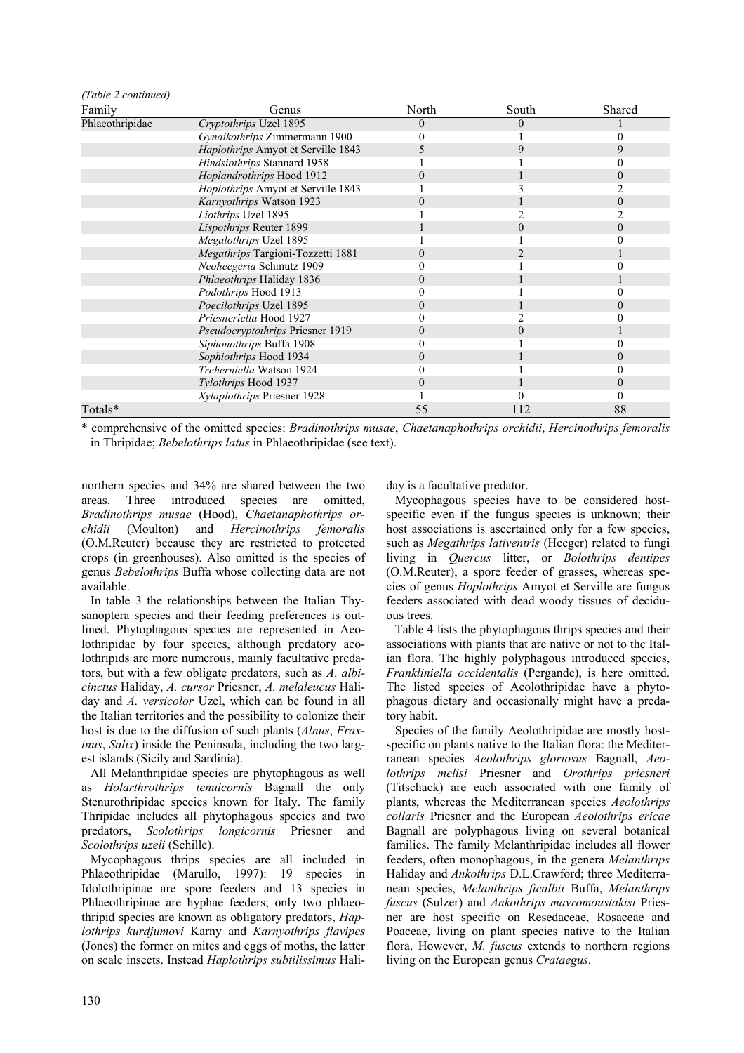*(Table 2 continued)*

| Family | Genus | North | South | Shared |
|---|---|---|---|---|
| Phlaeothripidae | *Cryptothrips* Uzel 1895 | 0 | 0 | 1 |
| | *Gynaikothrips* Zimmermann 1900 | 0 | 1 | 0 |
| | *Haplothrips* Amyot et Serville 1843 | 5 | 9 | 9 |
| | *Hindsiothrips* Stannard 1958 | 1 | 1 | 0 |
| | *Hoplandrothrips* Hood 1912 | 0 | 1 | 0 |
| | *Hoplothrips* Amyot et Serville 1843 | 1 | 3 | 2 |
| | *Karnyothrips* Watson 1923 | 0 | 1 | 0 |
| | *Liothrips* Uzel 1895 | 1 | 2 | 2 |
| | *Lispothrips* Reuter 1899 | 1 | 0 | 0 |
| | *Megalothrips* Uzel 1895 | 1 | 1 | 0 |
| | *Megathrips* Targioni-Tozzetti 1881 | 0 | 2 | 1 |
| | *Neoheegeria* Schmutz 1909 | 0 | 1 | 0 |
| | *Phlaeothrips* Haliday 1836 | 0 | 1 | 1 |
| | *Podothrips* Hood 1913 | 0 | 1 | 0 |
| | *Poecilothrips* Uzel 1895 | 0 | 1 | 0 |
| | *Priesneriella* Hood 1927 | 0 | 2 | 0 |
| | *Pseudocryptothrips* Priesner 1919 | 0 | 0 | 1 |
| | *Siphonothrips* Buffa 1908 | 0 | 1 | 0 |
| | *Sophiothrips* Hood 1934 | 0 | 1 | 0 |
| | *Treherniella* Watson 1924 | 0 | 1 | 0 |
| | *Tylothrips* Hood 1937 | 0 | 1 | 0 |
| | *Xylaplothrips* Priesner 1928 | 1 | 0 | 0 |
| Totals* | | 55 | 112 | 88 |

* comprehensive of the omitted species: *Bradinothrips musae*, *Chaetanaphothrips orchidii*, *Hercinothrips femoralis* in Thripidae; *Bebelothrips latus* in Phlaeothripidae (see text).

northern species and 34% are shared between the two areas. Three introduced species are omitted, *Bradinothrips musae* (Hood), *Chaetanaphothrips orchidii* (Moulton) and *Hercinothrips femoralis* (O.M.Reuter) because they are restricted to protected crops (in greenhouses). Also omitted is the species of genus *Bebelothrips* Buffa whose collecting data are not available.

In table 3 the relationships between the Italian Thysanoptera species and their feeding preferences is outlined. Phytophagous species are represented in Aeolothripidae by four species, although predatory aeolothripids are more numerous, mainly facultative predators, but with a few obligate predators, such as *A. albicinctus* Haliday, *A. cursor* Priesner, *A. melaleucus* Haliday and *A. versicolor* Uzel, which can be found in all the Italian territories and the possibility to colonize their host is due to the diffusion of such plants (*Alnus*, *Fraxinus*, *Salix*) inside the Peninsula, including the two largest islands (Sicily and Sardinia).

All Melanthripidae species are phytophagous as well as *Holarthrothrips tenuicornis* Bagnall the only Stenurothripidae species known for Italy. The family Thripidae includes all phytophagous species and two predators, *Scolothrips longicornis* Priesner and *Scolothrips uzeli* (Schille).

Mycophagous thrips species are all included in Phlaeothripidae (Marullo, 1997): 19 species in Idolothripinae are spore feeders and 13 species in Phlaeothripinae are hyphae feeders; only two phlaeothripid species are known as obligatory predators, *Haplothrips kurdjumovi* Karny and *Karnyothrips flavipes* (Jones) the former on mites and eggs of moths, the latter on scale insects. Instead *Haplothrips subtilissimus* Haliday is a facultative predator.

Mycophagous species have to be considered host-specific even if the fungus species is unknown; their host associations is ascertained only for a few species, such as *Megathrips lativentris* (Heeger) related to fungi living in *Quercus* litter, or *Bolothrips dentipes* (O.M.Reuter), a spore feeder of grasses, whereas species of genus *Hoplothrips* Amyot et Serville are fungus feeders associated with dead woody tissues of deciduous trees.

Table 4 lists the phytophagous thrips species and their associations with plants that are native or not to the Italian flora. The highly polyphagous introduced species, *Frankliniella occidentalis* (Pergande), is here omitted. The listed species of Aeolothripidae have a phytophagous dietary and occasionally might have a predatory habit.

Species of the family Aeolothripidae are mostly host-specific on plants native to the Italian flora: the Mediterranean species *Aeolothrips gloriosus* Bagnall, *Aeolothrips melisi* Priesner and *Orothrips priesneri* (Titschack) are each associated with one family of plants, whereas the Mediterranean species *Aeolothrips collaris* Priesner and the European *Aeolothrips ericae* Bagnall are polyphagous living on several botanical families. The family Melanthripidae includes all flower feeders, often monophagous, in the genera *Melanthrips* Haliday and *Ankothrips* D.L.Crawford; three Mediterranean species, *Melanthrips ficalbii* Buffa, *Melanthrips fuscus* (Sulzer) and *Ankothrips mavromoustakisi* Priesner are host specific on Resedaceae, Rosaceae and Poaceae, living on plant species native to the Italian flora. However, *M. fuscus* extends to northern regions living on the European genus *Crataegus*.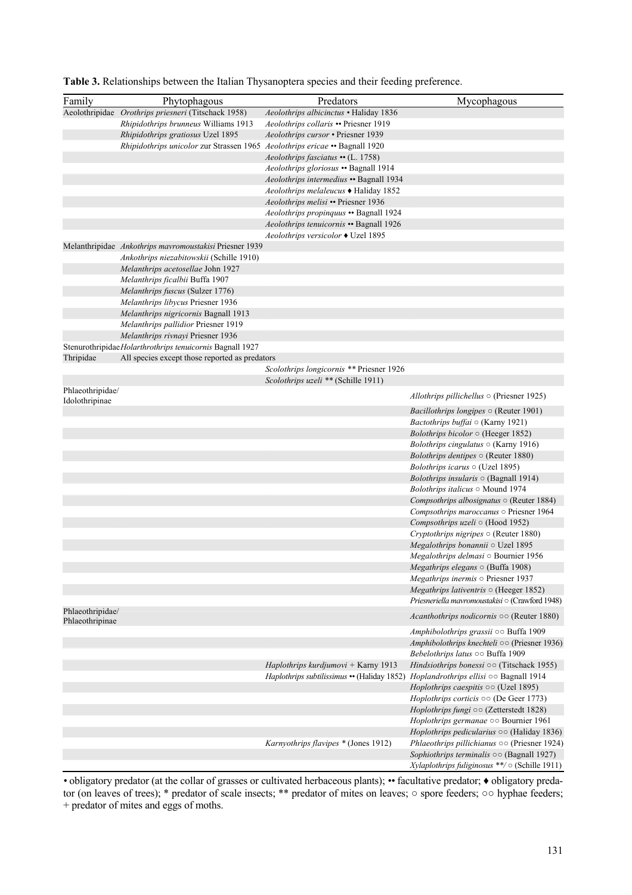**Table 3.** Relationships between the Italian Thysanoptera species and their feeding preference.

| Family | Phytophagous | Predators | Mycophagous |
|---|---|---|---|
| Aeolothripidae | *Orothrips priesneri* (Titschack 1958) | *Aeolothrips albicinctus* • Haliday 1836 | |
| | *Rhipidothrips brunneus* Williams 1913 | *Aeolothrips collaris* •• Priesner 1919 | |
| | *Rhipidothrips gratiosus* Uzel 1895 | *Aeolothrips cursor* • Priesner 1939 | |
| | *Rhipidothrips unicolor* zur Strassen 1965 | *Aeolothrips ericae* •• Bagnall 1920 | |
| | | *Aeolothrips fasciatus* •• (L. 1758) | |
| | | *Aeolothrips gloriosus* •• Bagnall 1914 | |
| | | *Aeolothrips intermedius* •• Bagnall 1934 | |
| | | *Aeolothrips melaleucus* ♦ Haliday 1852 | |
| | | *Aeolothrips melisi* •• Priesner 1936 | |
| | | *Aeolothrips propinquus* •• Bagnall 1924 | |
| | | *Aeolothrips tenuicornis* •• Bagnall 1926 | |
| | | *Aeolothrips versicolor* ♦ Uzel 1895 | |
| Melanthripidae | *Ankothrips mavromoustakisi* Priesner 1939 | | |
| | *Ankothrips niezabitowskii* (Schille 1910) | | |
| | *Melanthrips acetosellae* John 1927 | | |
| | *Melanthrips ficalbii* Buffa 1907 | | |
| | *Melanthrips fuscus* (Sulzer 1776) | | |
| | *Melanthrips libycus* Priesner 1936 | | |
| | *Melanthrips nigricornis* Bagnall 1913 | | |
| | *Melanthrips pallidior* Priesner 1919 | | |
| | *Melanthrips rivnayi* Priesner 1936 | | |
| Stenurothripidae | *Holarthrothrips tenuicornis* Bagnall 1927 | | |
| Thripidae | All species except those reported as predators | | |
| | | *Scolothrips longicornis* ** Priesner 1926 | |
| | | *Scolothrips uzeli* ** (Schille 1911) | |
| Phlaeothripidae/ Idolothripinae | | | *Allothrips pillichellus* ○ (Priesner 1925) |
| | | | *Bacillothrips longipes* ○ (Reuter 1901) |
| | | | *Bactothrips buffai* ○ (Karny 1921) |
| | | | *Bolothrips bicolor* ○ (Heeger 1852) |
| | | | *Bolothrips cingulatus* ○ (Karny 1916) |
| | | | *Bolothrips dentipes* ○ (Reuter 1880) |
| | | | *Bolothrips icarus* ○ (Uzel 1895) |
| | | | *Bolothrips insularis* ○ (Bagnall 1914) |
| | | | *Bolothrips italicus* ○ Mound 1974 |
| | | | *Compsothrips albosignatus* ○ (Reuter 1884) |
| | | | *Compsothrips maroccanus* ○ Priesner 1964 |
| | | | *Compsothrips uzeli* ○ (Hood 1952) |
| | | | *Cryptothrips nigripes* ○ (Reuter 1880) |
| | | | *Megalothrips bonannii* ○ Uzel 1895 |
| | | | *Megalothrips delmasi* ○ Bournier 1956 |
| | | | *Megathrips elegans* ○ (Buffa 1908) |
| | | | *Megathrips inermis* ○ Priesner 1937 |
| | | | *Megathrips lativentris* ○ (Heeger 1852) |
| | | | *Priesneriella mavromoustakisi* ○ (Crawford 1948) |
| Phlaeothripidae/ Phlaeothripinae | | | *Acanthothrips nodicornis* ○○ (Reuter 1880) |
| | | | *Amphibolothrips grassii* ○○ Buffa 1909 |
| | | | *Amphibolothrips knechteli* ○○ (Priesner 1936) |
| | | | *Bebelothrips latus* ○○ Buffa 1909 |
| | | *Haplothrips kurdjumovi* + Karny 1913 | *Hindsiothrips bonessi* ○○ (Titschack 1955) |
| | | *Haplothrips subtilissimus* •• (Haliday 1852) | *Hoplandrothrips ellisi* ○○ Bagnall 1914 |
| | | | *Hoplothrips caespitis* ○○ (Uzel 1895) |
| | | | *Hoplothrips corticis* ○○ (De Geer 1773) |
| | | | *Hoplothrips fungi* ○○ (Zetterstedt 1828) |
| | | | *Hoplothrips germanae* ○○ Bournier 1961 |
| | | | *Hoplothrips pedicularius* ○○ (Haliday 1836) |
| | | *Karnyothrips flavipes* * (Jones 1912) | *Phlaeothrips pillichianus* ○○ (Priesner 1924) |
| | | | *Sophiothrips terminalis* ○○ (Bagnall 1927) |
| | | | *Xylaplothrips fuliginosus* **/ ○ (Schille 1911) |

• obligatory predator (at the collar of grasses or cultivated herbaceous plants); •• facultative predator; ♦ obligatory predator (on leaves of trees); * predator of scale insects; ** predator of mites on leaves; ○ spore feeders; ○○ hyphae feeders; + predator of mites and eggs of moths.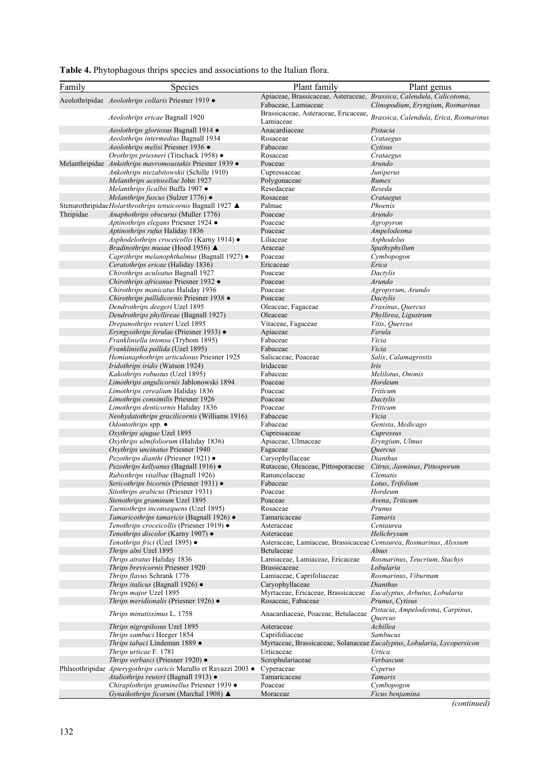**Table 4.** Phytophagous thrips species and associations to the Italian flora.

| Family | Species | Plant family | Plant genus |
|---|---|---|---|
| Aeolothripidae | *Aeolothrips collaris* Priesner 1919 ● | Apiaceae, Brassicaceae, Asteraceae, Fabaceae, Lamiaceae | *Brassica*, *Calendula*, *Calicotoma*, *Clinopodium*, *Eryngium*, *Rosmarinus* |
| | *Aeolothrips ericae* Bagnall 1920 | Brassicaceae, Asteraceae, Ericaceae, Lamiaceae | *Brassica*, *Calendula*, *Erica*, *Rosmarinus* |
| | *Aeolothrips gloriosus* Bagnall 1914 ● | Anacardiaceae | *Pistacia* |
| | *Aeolothrips intermedius* Bagnall 1934 | Rosaceae | *Crataegus* |
| | *Aeolothrips melisi* Priesner 1936 ● | Fabaceae | *Cytisus* |
| | *Orothrips priesneri* (Titschack 1958) ● | Rosaceae | *Crataegus* |
| Melanthripidae | *Ankothrips mavromoustakis* Priesner 1939 ● | Poaceae | *Arundo* |
| | *Ankothrips niezabitowskii* (Schille 1910) | Cupressaceae | *Juniperus* |
| | *Melanthrips acetosellae* John 1927 | Polygonaceae | *Rumex* |
| | *Melanthrips ficalbii* Buffa 1907 ● | Resedaceae | *Reseda* |
| | *Melanthrips fuscus* (Sulzer 1776) ● | Rosaceae | *Crataegus* |
| Stenurothripidae | *Holarthrothrips tenuicornis* Bagnall 1927 ▲ | Palmae | *Phoenix* |
| Thripidae | *Anaphothrips obscurus* (Muller 1776) | Poaceae | *Arundo* |
| | *Aptinothrips elegans* Priesner 1924 ● | Poaceae | *Agropyron* |
| | *Aptinothrips rufus* Haliday 1836 | Poaceae | *Ampelodesma* |
| | *Asphodelothrips croceicollis* (Karny 1914) ● | Liliaceae | *Asphodelus* |
| | *Bradinothrips musae* (Hood 1956) ▲ | Araceae | *Spathyphyllum* |
| | *Caprithrips melanophthalmus* (Bagnall 1927) ● | Poaceae | *Cymbopogon* |
| | *Ceratothrips ericae* (Haliday 1836) | Ericaceae | *Erica* |
| | *Chirothrips aculeatus* Bagnall 1927 | Poaceae | *Dactylis* |
| | *Chirothrips africanus* Priesner 1932 ● | Poaceae | *Arundo* |
| | *Chirothrips manicatus* Haliday 1936 | Poaceae | *Agropyrum*, *Arundo* |
| | *Chirothrips pallidicornis* Priesner 1938 ● | Poaceae | *Dactylis* |
| | *Dendrothrips deegeri* Uzel 1895 | Oleaceae, Fagaceae | *Fraxinus*, *Quercus* |
| | *Dendrothrips phyllireae* (Bagnall 1927) | Oleaceae | *Phyllirea*, *Ligustrum* |
| | *Drepanothrips reuteri* Uzel 1895 | Vitaceae, Fagaceae | *Vitis*, *Quercus* |
| | *Eryngyothrips ferulae* (Priesner 1933) ● | Apiaceae | *Ferula* |
| | *Frankliniella intonsa* (Trybom 1895) | Fabaceae | *Vicia* |
| | *Frankliniella pallida* (Uzel 1895) | Fabaceae | *Vicia* |
| | *Hemianaphothrips articulosus* Priesner 1925 | Salicaceae, Poaceae | *Salix*, *Calamagrostis* |
| | *Iridothrips iridis* (Watson 1924) | Iridaceae | *Iris* |
| | *Kakothrips robustus* (Uzel 1895) | Fabaceae | *Melilotus*, *Ononis* |
| | *Limothrips angulicornis* Jablonowski 1894 | Poaceae | *Hordeum* |
| | *Limothrips cerealium* Haliday 1836 | Poaceae | *Triticum* |
| | *Limothrips consimilis* Priesner 1926 | Poaceae | *Dactylis* |
| | *Limothrips denticornis* Haliday 1836 | Poaceae | *Triticum* |
| | *Neohydatothrips gracilicornis* (Williams 1916) | Fabaceae | *Vicia* |
| | *Odontothrips* spp. ● | Fabaceae | *Genista*, *Medicago* |
| | *Oxythrips ajugae* Uzel 1895 | Cupressaceae | *Cupressus* |
| | *Oxythrips ulmifoliorum* (Haliday 1836) | Apiaceae, Ulmaceae | *Eryngium*, *Ulmus* |
| | *Oxythrips uncinatus* Priesner 1940 | Fagaceae | *Quercus* |
| | *Pezothrips dianthi* (Priesner 1921) ● | Caryophyllaceae | *Dianthus* |
| | *Pezothrips kellyanus* (Bagnall 1916) ● | Rutaceae, Oleaceae, Pittosporaceae | *Citrus*, *Jasminus*, *Pittosporum* |
| | *Rubiothrips vitalbae* (Bagnall 1926) | Ranuncolaceae | *Clematis* |
| | *Sericothrips bicornis* (Priesner 1931) ● | Fabaceae | *Lotus*, *Trifolium* |
| | *Sitothrips arabicus* (Priesner 1931) | Poaceae | *Hordeum* |
| | *Stenothrips graminum* Uzel 1895 | Poaceae | *Avena*, *Triticum* |
| | *Taeniothrips inconsequens* (Uzel 1895) | Rosaceae | *Prunus* |
| | *Tamaricothrips tamaricis* (Bagnall 1926) ● | Tamaricaceae | *Tamarix* |
| | *Tenothrips croceicollis* (Priesner 1919) ● | Asteraceae | *Centaurea* |
| | *Tenothrips discolor* (Karny 1907) ● | Asteraceae | *Helichrysum* |
| | *Tenothrips frici* (Uzel 1895) ● | Asteraceae, Lamiaceae, Brassicaceae | *Centaurea*, *Rosmarinus*, *Alyssum* |
| | *Thrips alni* Uzel 1895 | Betulaceae | *Alnus* |
| | *Thrips atratus* Haliday 1836 | Lamiaceae, Lamiaceae, Ericaceae | *Rosmarinus*, *Teucrium*, *Stachys* |
| | *Thrips brevicornis* Priesner 1920 | Brassicaceae | *Lobularia* |
| | *Thrips flavus* Schrank 1776 | Lamiaceae, Caprifoliaceae | *Rosmarinus*, *Viburnum* |
| | *Thrips italicus* (Bagnall 1926) ● | Caryophyllaceae | *Dianthus* |
| | *Thrips major* Uzel 1895 | Myrtaceae, Ericaceae, Brassicaceae | *Eucalyptus*, *Arbutus*, *Lobularia* |
| | *Thrips meridionalis* (Priesner 1926) ● | Rosaceae, Fabaceae | *Prunus*, *Cytisus* |
| | *Thrips minutissimus* L. 1758 | Anacardiaceae, Poaceae, Betulaceae | *Pistacia*, *Ampelodesma*, *Carpinus*, *Quercus* |
| | *Thrips nigropilosus* Uzel 1895 | Asteraceae | *Achillea* |
| | *Thrips sambuci* Heeger 1854 | Caprifoliaceae | *Sambucus* |
| | *Thrips tabaci* Lindeman 1889 ● | Myrtaceae, Brassicaceae, Solanaceae | *Eucalyptus*, *Lobularia*, *Lycopersicon* |
| | *Thrips urticae* F. 1781 | Urticaceae | *Urtica* |
| | *Thrips verbasci* (Priesner 1920) ● | Scrophulariaceae | *Verbascum* |
| Phlaeothripidae | *Apterygothrips caricis* Marullo et Ravazzi 2003 ● | Cyperaceae | *Cyperus* |
| | *Ataliothrips reuteri* (Bagnall 1913) ● | Tamaricaceae | *Tamarix* |
| | *Chiraplothrips graminellus* Priesner 1939 ● | Poaceae | *Cymbopogon* |
| | *Gynaikothrips ficorum* (Marchal 1908) ▲ | Moraceae | *Ficus benjamina* |

*(continued)*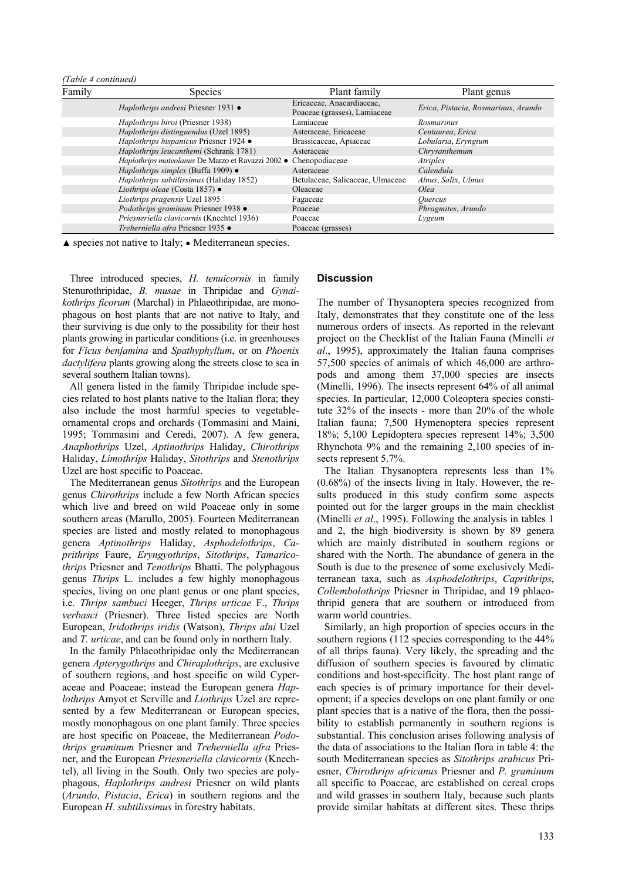*(Table 4 continued)*

| Family | Species | Plant family | Plant genus |
|---|---|---|---|
| | *Haplothrips andresi* Priesner 1931 ● | Ericaceae, Anacardiaceae, Poaceae (grasses), Lamiaceae | *Erica*, *Pistacia*, *Rosmarinus*, *Arundo* |
| | *Haplothrips biroi* (Priesner 1938) | Lamiaceae | *Rosmarinus* |
| | *Haplothrips distinguendus* (Uzel 1895) | Asteraceae, Ericaceae | *Centaurea*, *Erica* |
| | *Haplothrips hispanicus* Priesner 1924 ● | Brassicaceae, Apiaceae | *Lobularia*, *Eryngium* |
| | *Haplothrips leucanthemi* (Schrank 1781) | Asteraceae | *Chrysanthemum* |
| | *Haplothrips mateolanus* De Marzo et Ravazzi 2002 ● | Chenopodiaceae | *Atriplex* |
| | *Haplothrips simplex* (Buffa 1909) ● | Asteraceae | *Calendula* |
| | *Haplothrips subtilissimus* (Haliday 1852) | Betulaceae, Salicaceae, Ulmaceae | *Alnus*, *Salix*, *Ulmus* |
| | *Liothrips oleae* (Costa 1857) ● | Oleaceae | *Olea* |
| | *Liothrips pragensis* Uzel 1895 | Fagaceae | *Quercus* |
| | *Podothrips graminum* Priesner 1938 ● | Poaceae | *Phragmites*, *Arundo* |
| | *Priesneriella clavicornis* (Knechtel 1936) | Poaceae | *Lygeum* |
| | *Treherniella afra* Priesner 1935 ● | Poaceae (grasses) | |

▲ species not native to Italy; ● Mediterranean species.

Three introduced species, *H. tenuicornis* in family Stenurothripidae, *B. musae* in Thripidae and *Gynaikothrips ficorum* (Marchal) in Phlaeothripidae, are monophagous on host plants that are not native to Italy, and their surviving is due only to the possibility for their host plants growing in particular conditions (i.e. in greenhouses for *Ficus benjamina* and *Spathyphyllum*, or on *Phoenix dactylifera* plants growing along the streets close to sea in several southern Italian towns).

All genera listed in the family Thripidae include species related to host plants native to the Italian flora; they also include the most harmful species to vegetable-ornamental crops and orchards (Tommasini and Maini, 1995; Tommasini and Ceredi, 2007). A few genera, *Anaphothrips* Uzel, *Aptinothrips* Haliday, *Chirothrips* Haliday, *Limothrips* Haliday, *Sitothrips* and *Stenothrips* Uzel are host specific to Poaceae.

The Mediterranean genus *Sitothrips* and the European genus *Chirothrips* include a few North African species which live and breed on wild Poaceae only in some southern areas (Marullo, 2005). Fourteen Mediterranean species are listed and mostly related to monophagous genera *Aptinothrips* Haliday, *Asphodelothrips*, *Caprithrips* Faure, *Eryngyothrips*, *Sitothrips*, *Tamaricothrips* Priesner and *Tenothrips* Bhatti. The polyphagous genus *Thrips* L. includes a few highly monophagous species, living on one plant genus or one plant species, i.e. *Thrips sambuci* Heeger, *Thrips urticae* F., *Thrips verbasci* (Priesner). Three listed species are North European, *Iridothrips iridis* (Watson), *Thrips alni* Uzel and *T. urticae*, and can be found only in northern Italy.

In the family Phlaeothripidae only the Mediterranean genera *Apterygothrips* and *Chiraplothrips*, are exclusive of southern regions, and host specific on wild Cyperaceae and Poaceae; instead the European genera *Haplothrips* Amyot et Serville and *Liothrips* Uzel are represented by a few Mediterranean or European species, mostly monophagous on one plant family. Three species are host specific on Poaceae, the Mediterranean *Podothrips graminum* Priesner and *Treherniella afra* Priesner, and the European *Priesneriella clavicornis* (Knechtel), all living in the South. Only two species are polyphagous, *Haplothrips andresi* Priesner on wild plants (*Arundo*, *Pistacia*, *Erica*) in southern regions and the European *H. subtilissimus* in forestry habitats.

## Discussion

The number of Thysanoptera species recognized from Italy, demonstrates that they constitute one of the less numerous orders of insects. As reported in the relevant project on the Checklist of the Italian Fauna (Minelli *et al*., 1995), approximately the Italian fauna comprises 57,500 species of animals of which 46,000 are arthropods and among them 37,000 species are insects (Minelli, 1996). The insects represent 64% of all animal species. In particular, 12,000 Coleoptera species constitute 32% of the insects - more than 20% of the whole Italian fauna; 7,500 Hymenoptera species represent 18%; 5,100 Lepidoptera species represent 14%; 3,500 Rhynchota 9% and the remaining 2,100 species of insects represent 5.7%.

The Italian Thysanoptera represents less than 1% (0.68%) of the insects living in Italy. However, the results produced in this study confirm some aspects pointed out for the larger groups in the main checklist (Minelli *et al*., 1995). Following the analysis in tables 1 and 2, the high biodiversity is shown by 89 genera which are mainly distributed in southern regions or shared with the North. The abundance of genera in the South is due to the presence of some exclusively Mediterranean taxa, such as *Asphodelothrips*, *Caprithrips*, *Collembolothrips* Priesner in Thripidae, and 19 phlaeothripid genera that are southern or introduced from warm world countries.

Similarly, an high proportion of species occurs in the southern regions (112 species corresponding to the 44% of all thrips fauna). Very likely, the spreading and the diffusion of southern species is favoured by climatic conditions and host-specificity. The host plant range of each species is of primary importance for their development; if a species develops on one plant family or one plant species that is a native of the flora, then the possibility to establish permanently in southern regions is substantial. This conclusion arises following analysis of the data of associations to the Italian flora in table 4: the south Mediterranean species as *Sitothrips arabicus* Priesner, *Chirothrips africanus* Priesner and *P. graminum* all specific to Poaceae, are established on cereal crops and wild grasses in southern Italy, because such plants provide similar habitats at different sites. These thrips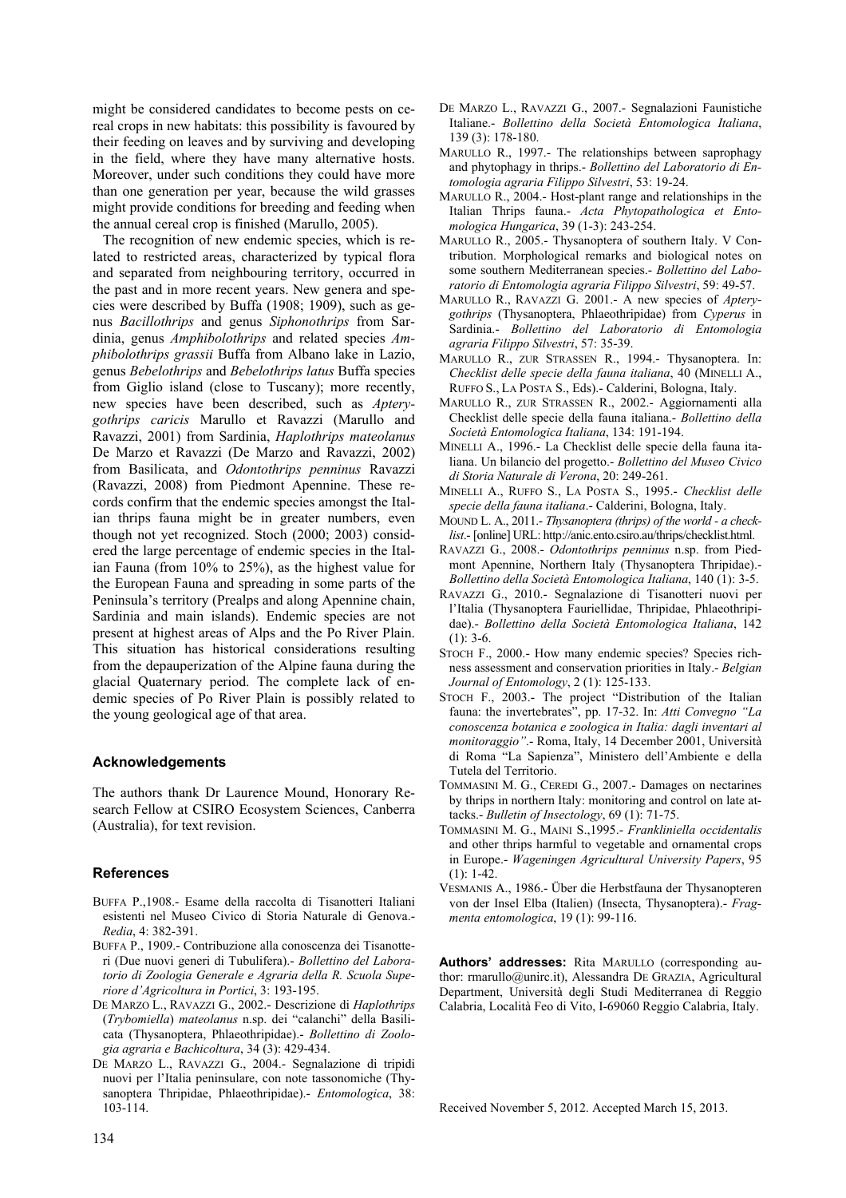might be considered candidates to become pests on cereal crops in new habitats: this possibility is favoured by their feeding on leaves and by surviving and developing in the field, where they have many alternative hosts. Moreover, under such conditions they could have more than one generation per year, because the wild grasses might provide conditions for breeding and feeding when the annual cereal crop is finished (Marullo, 2005).

The recognition of new endemic species, which is related to restricted areas, characterized by typical flora and separated from neighbouring territory, occurred in the past and in more recent years. New genera and species were described by Buffa (1908; 1909), such as genus *Bacillothrips* and genus *Siphonothrips* from Sardinia, genus *Amphibolothrips* and related species *Amphibolothrips grassii* Buffa from Albano lake in Lazio, genus *Bebelothrips* and *Bebelothrips latus* Buffa species from Giglio island (close to Tuscany); more recently, new species have been described, such as *Apterygothrips caricis* Marullo et Ravazzi (Marullo and Ravazzi, 2001) from Sardinia, *Haplothrips mateolanus* De Marzo et Ravazzi (De Marzo and Ravazzi, 2002) from Basilicata, and *Odontothrips penninus* Ravazzi (Ravazzi, 2008) from Piedmont Apennine. These records confirm that the endemic species amongst the Italian thrips fauna might be in greater numbers, even though not yet recognized. Stoch (2000; 2003) considered the large percentage of endemic species in the Italian Fauna (from 10% to 25%), as the highest value for the European Fauna and spreading in some parts of the Peninsula's territory (Prealps and along Apennine chain, Sardinia and main islands). Endemic species are not present at highest areas of Alps and the Po River Plain. This situation has historical considerations resulting from the depauperization of the Alpine fauna during the glacial Quaternary period. The complete lack of endemic species of Po River Plain is possibly related to the young geological age of that area.

## Acknowledgements

The authors thank Dr Laurence Mound, Honorary Research Fellow at CSIRO Ecosystem Sciences, Canberra (Australia), for text revision.

## References

BUFFA P.,1908.- Esame della raccolta di Tisanotteri Italiani esistenti nel Museo Civico di Storia Naturale di Genova.- *Redia*, 4: 382-391.

BUFFA P., 1909.- Contribuzione alla conoscenza dei Tisanotteri (Due nuovi generi di Tubulifera).- *Bollettino del Laboratorio di Zoologia Generale e Agraria della R. Scuola Superiore d'Agricoltura in Portici*, 3: 193-195.

DE MARZO L., RAVAZZI G., 2002.- Descrizione di *Haplothrips* (*Trybomiella*) *mateolanus* n.sp. dei "calanchi" della Basilicata (Thysanoptera, Phlaeothripidae).- *Bollettino di Zoologia agraria e Bachicoltura*, 34 (3): 429-434.

DE MARZO L., RAVAZZI G., 2004.- Segnalazione di tripidi nuovi per l'Italia peninsulare, con note tassonomiche (Thysanoptera Thripidae, Phlaeothripidae).- *Entomologica*, 38: 103-114.

DE MARZO L., RAVAZZI G., 2007.- Segnalazioni Faunistiche Italiane.- *Bollettino della Società Entomologica Italiana*, 139 (3): 178-180.

MARULLO R., 1997.- The relationships between saprophagy and phytophagy in thrips.- *Bollettino del Laboratorio di Entomologia agraria Filippo Silvestri*, 53: 19-24.

MARULLO R., 2004.- Host-plant range and relationships in the Italian Thrips fauna.- *Acta Phytopathologica et Entomologica Hungarica*, 39 (1-3): 243-254.

MARULLO R., 2005.- Thysanoptera of southern Italy. V Contribution. Morphological remarks and biological notes on some southern Mediterranean species.- *Bollettino del Laboratorio di Entomologia agraria Filippo Silvestri*, 59: 49-57.

MARULLO R., RAVAZZI G. 2001.- A new species of *Apterygothrips* (Thysanoptera, Phlaeothripidae) from *Cyperus* in Sardinia.- *Bollettino del Laboratorio di Entomologia agraria Filippo Silvestri*, 57: 35-39.

MARULLO R., ZUR STRASSEN R., 1994.- Thysanoptera. In: *Checklist delle specie della fauna italiana*, 40 (MINELLI A., RUFFO S., LA POSTA S., Eds).- Calderini, Bologna, Italy.

MARULLO R., ZUR STRASSEN R., 2002.- Aggiornamenti alla Checklist delle specie della fauna italiana.- *Bollettino della Società Entomologica Italiana*, 134: 191-194.

MINELLI A., 1996.- La Checklist delle specie della fauna italiana. Un bilancio del progetto.- *Bollettino del Museo Civico di Storia Naturale di Verona*, 20: 249-261.

MINELLI A., RUFFO S., LA POSTA S., 1995.- *Checklist delle specie della fauna italiana*.- Calderini, Bologna, Italy.

MOUND L. A., 2011.- *Thysanoptera (thrips) of the world - a checklist*.- [online] URL: http://anic.ento.csiro.au/thrips/checklist.html.

RAVAZZI G., 2008.- *Odontothrips penninus* n.sp. from Piedmont Apennine, Northern Italy (Thysanoptera Thripidae).- *Bollettino della Società Entomologica Italiana*, 140 (1): 3-5.

RAVAZZI G., 2010.- Segnalazione di Tisanotteri nuovi per l'Italia (Thysanoptera Fauriellidae, Thripidae, Phlaeothripidae).- *Bollettino della Società Entomologica Italiana*, 142 (1): 3-6.

STOCH F., 2000.- How many endemic species? Species richness assessment and conservation priorities in Italy.- *Belgian Journal of Entomology*, 2 (1): 125-133.

STOCH F., 2003.- The project "Distribution of the Italian fauna: the invertebrates", pp. 17-32. In: *Atti Convegno "La conoscenza botanica e zoologica in Italia: dagli inventari al monitoraggio"*.- Roma, Italy, 14 December 2001, Università di Roma "La Sapienza", Ministero dell'Ambiente e della Tutela del Territorio.

TOMMASINI M. G., CEREDI G., 2007.- Damages on nectarines by thrips in northern Italy: monitoring and control on late attacks.- *Bulletin of Insectology*, 69 (1): 71-75.

TOMMASINI M. G., MAINI S.,1995.- *Frankliniella occidentalis* and other thrips harmful to vegetable and ornamental crops in Europe.- *Wageningen Agricultural University Papers*, 95 (1): 1-42.

VESMANIS A., 1986.- Über die Herbstfauna der Thysanopteren von der Insel Elba (Italien) (Insecta, Thysanoptera).- *Fragmenta entomologica*, 19 (1): 99-116.

**Authors' addresses:** Rita MARULLO (corresponding author: rmarullo@unirc.it), Alessandra DE GRAZIA, Agricultural Department, Università degli Studi Mediterranea di Reggio Calabria, Località Feo di Vito, I-69060 Reggio Calabria, Italy.

Received November 5, 2012. Accepted March 15, 2013.